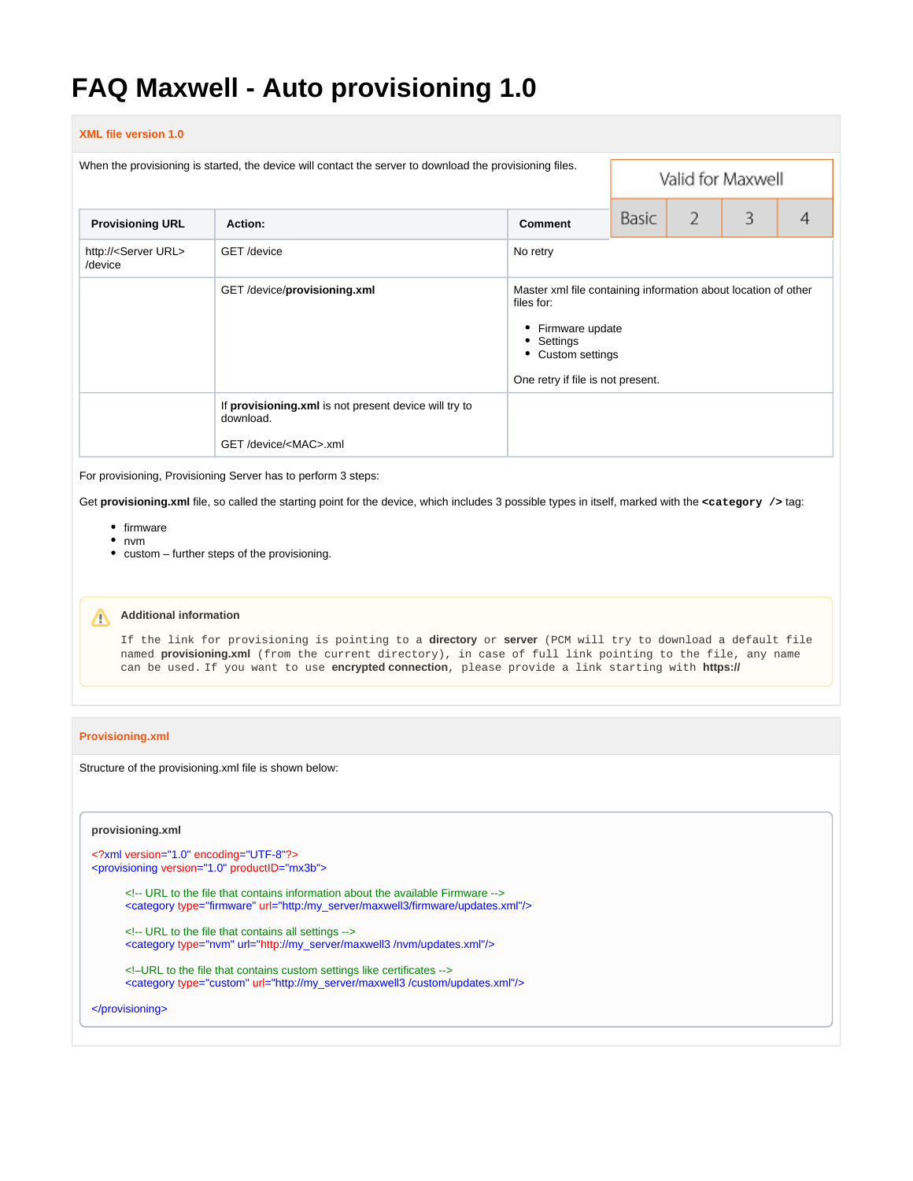# FAQ Maxwell - Auto provisioning 1.0

## XML file version 1.0

When the provisioning is started, the device will contact the server to download the provisioning files.

| Valid for Maxwell | | | |
|---|---|---|---|
| Basic | 2 | 3 | 4 |

| Provisioning URL | Action: | Comment |
|---|---|---|
| http://<Server URL>/device | GET /device | No retry |
| | GET /device/**provisioning.xml** | Master xml file containing information about location of other files for:<br>• Firmware update<br>• Settings<br>• Custom settings<br><br>One retry if file is not present. |
| | If **provisioning.xml** is not present device will try to download.<br><br>GET /device/<MAC>.xml | |

For provisioning, Provisioning Server has to perform 3 steps:

Get **provisioning.xml** file, so called the starting point for the device, which includes 3 possible types in itself, marked with the **`<category />`** tag:

- firmware
- nvm
- custom – further steps of the provisioning.

> **Additional information**
>
> If the link for provisioning is pointing to a **directory** or **server** (PCM will try to download a default file named **provisioning.xml** (from the current directory), in case of full link pointing to the file, any name can be used. If you want to use **encrypted connection**, please provide a link starting with **https://**

## Provisioning.xml

Structure of the provisioning.xml file is shown below:

**provisioning.xml**

```xml
<?xml version="1.0" encoding="UTF-8"?>
<provisioning version="1.0" productID="mx3b">

        <!-- URL to the file that contains information about the available Firmware -->
        <category type="firmware" url="http:/my_server/maxwell3/firmware/updates.xml"/>

        <!-- URL to the file that contains all settings -->
        <category type="nvm" url="http://my_server/maxwell3 /nvm/updates.xml"/>

        <!–URL to the file that contains custom settings like certificates -->
        <category type="custom" url="http://my_server/maxwell3 /custom/updates.xml"/>

</provisioning>
```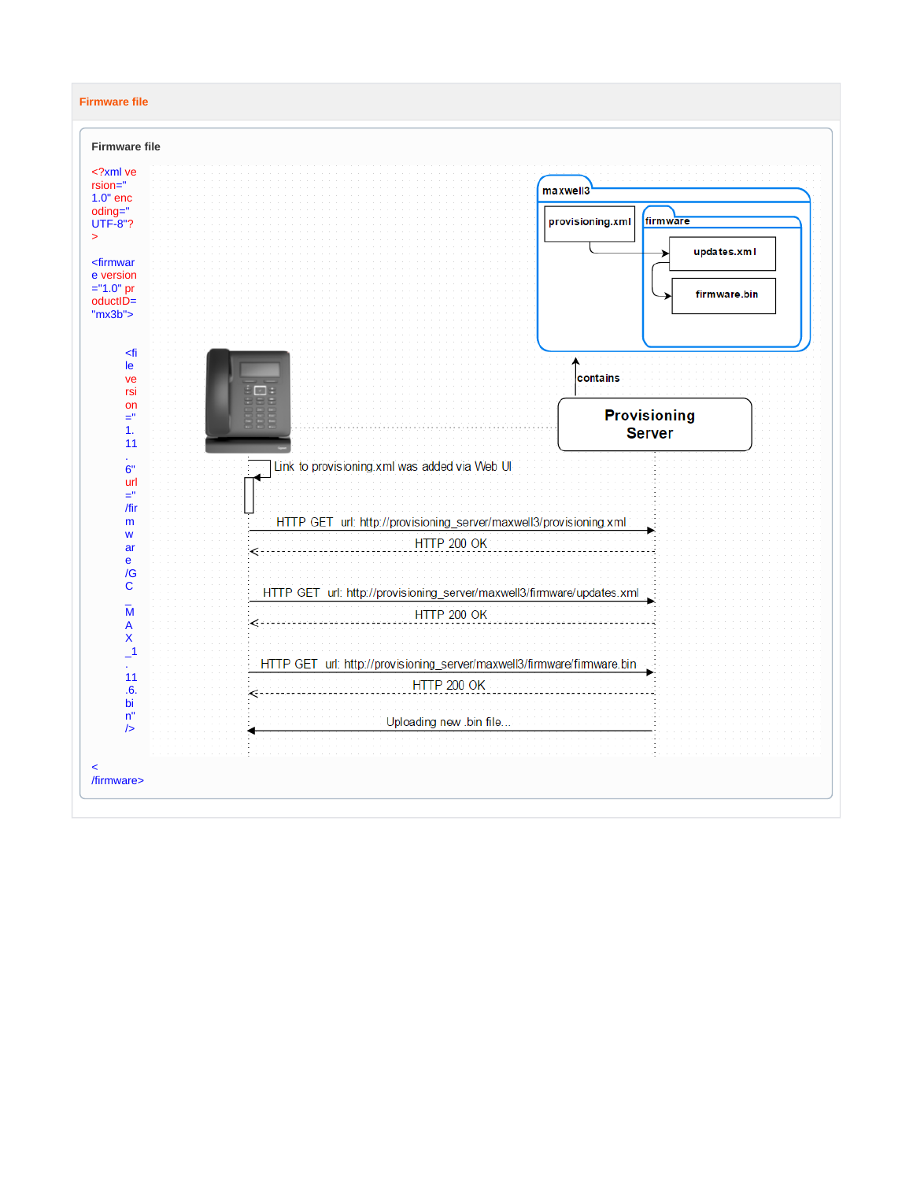## Firmware file

### Firmware file

```
<?xml version="1.0" encoding="UTF-8"?>

<firmware version="1.0" productID="mx3b">

    <file version="1.11.6" url="/firmware/GC_MAX_1.11.6.bin" />

</firmware>
```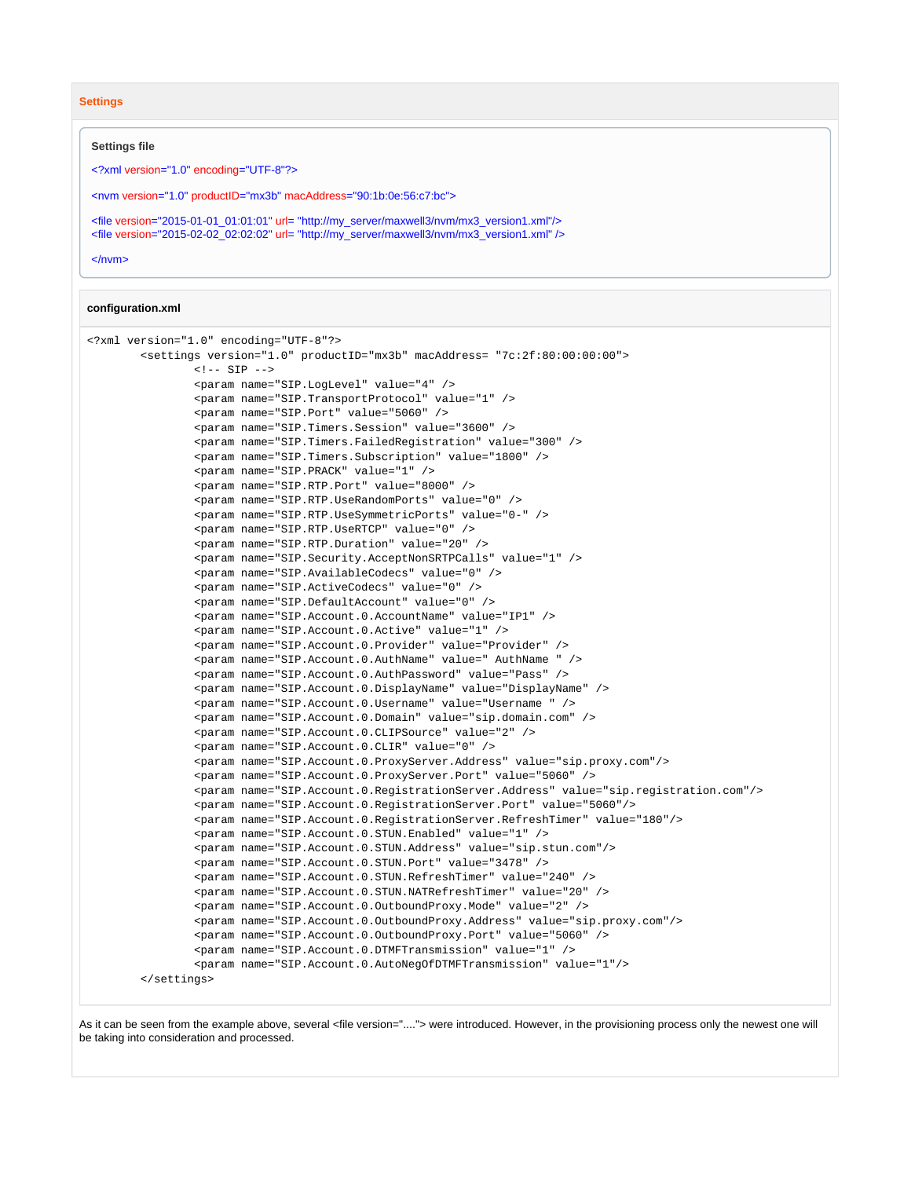### Settings

**Settings file**

```
<?xml version="1.0" encoding="UTF-8"?>

<nvm version="1.0" productID="mx3b" macAddress="90:1b:0e:56:c7:bc">

<file version="2015-01-01_01:01:01" url= "http://my_server/maxwell3/nvm/mx3_version1.xml"/>
<file version="2015-02-02_02:02:02" url= "http://my_server/maxwell3/nvm/mx3_version1.xml" />

</nvm>
```

**configuration.xml**

```
<?xml version="1.0" encoding="UTF-8"?>
        <settings version="1.0" productID="mx3b" macAddress= "7c:2f:80:00:00:00">
                <!-- SIP -->
                <param name="SIP.LogLevel" value="4" />
                <param name="SIP.TransportProtocol" value="1" />
                <param name="SIP.Port" value="5060" />
                <param name="SIP.Timers.Session" value="3600" />
                <param name="SIP.Timers.FailedRegistration" value="300" />
                <param name="SIP.Timers.Subscription" value="1800" />
                <param name="SIP.PRACK" value="1" />
                <param name="SIP.RTP.Port" value="8000" />
                <param name="SIP.RTP.UseRandomPorts" value="0" />
                <param name="SIP.RTP.UseSymmetricPorts" value="0-" />
                <param name="SIP.RTP.UseRTCP" value="0" />
                <param name="SIP.RTP.Duration" value="20" />
                <param name="SIP.Security.AcceptNonSRTPCalls" value="1" />
                <param name="SIP.AvailableCodecs" value="0" />
                <param name="SIP.ActiveCodecs" value="0" />
                <param name="SIP.DefaultAccount" value="0" />
                <param name="SIP.Account.0.AccountName" value="IP1" />
                <param name="SIP.Account.0.Active" value="1" />
                <param name="SIP.Account.0.Provider" value="Provider" />
                <param name="SIP.Account.0.AuthName" value=" AuthName " />
                <param name="SIP.Account.0.AuthPassword" value="Pass" />
                <param name="SIP.Account.0.DisplayName" value="DisplayName" />
                <param name="SIP.Account.0.Username" value="Username " />
                <param name="SIP.Account.0.Domain" value="sip.domain.com" />
                <param name="SIP.Account.0.CLIPSource" value="2" />
                <param name="SIP.Account.0.CLIR" value="0" />
                <param name="SIP.Account.0.ProxyServer.Address" value="sip.proxy.com"/>
                <param name="SIP.Account.0.ProxyServer.Port" value="5060" />
                <param name="SIP.Account.0.RegistrationServer.Address" value="sip.registration.com"/>
                <param name="SIP.Account.0.RegistrationServer.Port" value="5060"/>
                <param name="SIP.Account.0.RegistrationServer.RefreshTimer" value="180"/>
                <param name="SIP.Account.0.STUN.Enabled" value="1" />
                <param name="SIP.Account.0.STUN.Address" value="sip.stun.com"/>
                <param name="SIP.Account.0.STUN.Port" value="3478" />
                <param name="SIP.Account.0.STUN.RefreshTimer" value="240" />
                <param name="SIP.Account.0.STUN.NATRefreshTimer" value="20" />
                <param name="SIP.Account.0.OutboundProxy.Mode" value="2" />
                <param name="SIP.Account.0.OutboundProxy.Address" value="sip.proxy.com"/>
                <param name="SIP.Account.0.OutboundProxy.Port" value="5060" />
                <param name="SIP.Account.0.DTMFTransmission" value="1" />
                <param name="SIP.Account.0.AutoNegOfDTMFTransmission" value="1"/>
        </settings>
```

As it can be seen from the example above, several <file version="...."> were introduced. However, in the provisioning process only the newest one will be taking into consideration and processed.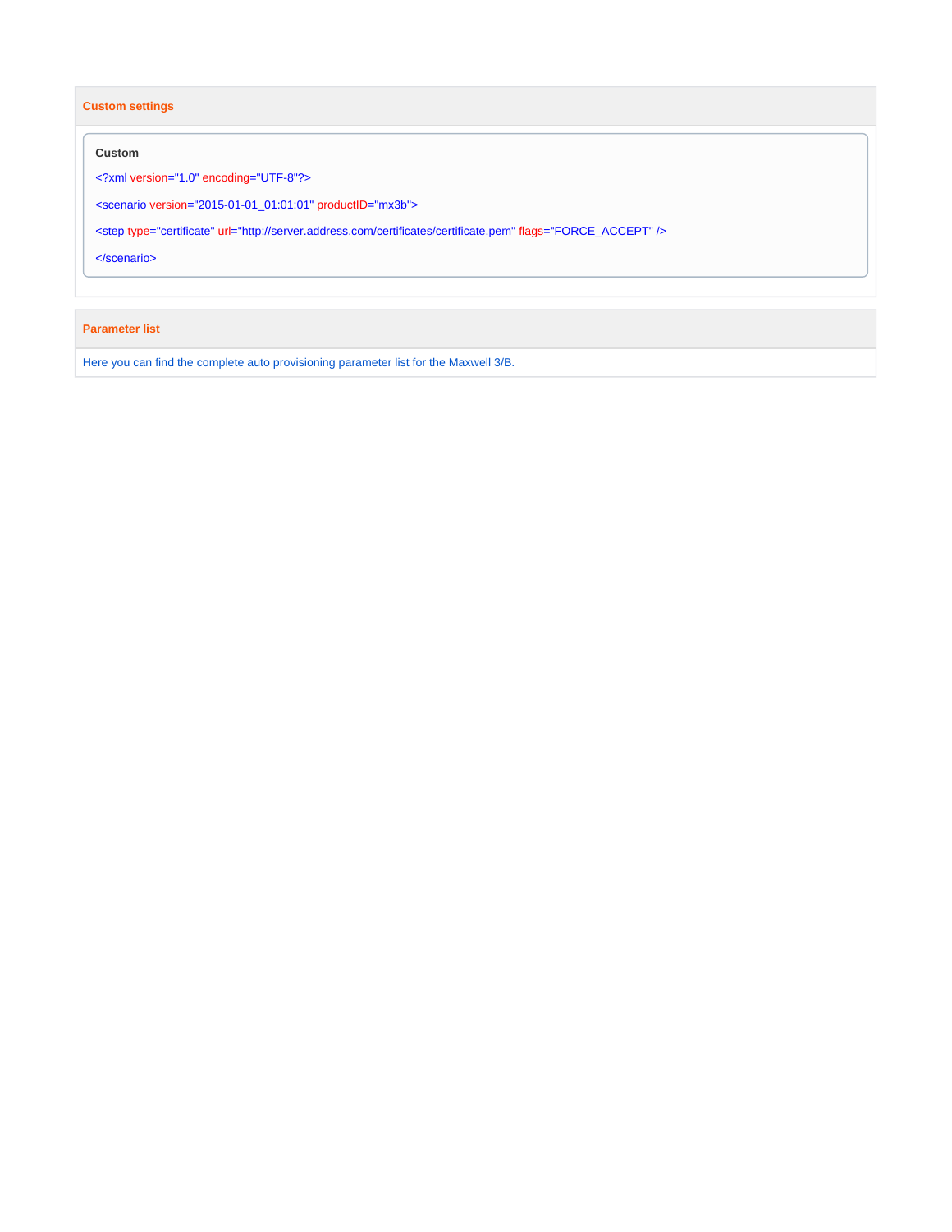### Custom settings

**Custom**

```
<?xml version="1.0" encoding="UTF-8"?>

<scenario version="2015-01-01_01:01:01" productID="mx3b">

<step type="certificate" url="http://server.address.com/certificates/certificate.pem" flags="FORCE_ACCEPT" />

</scenario>
```

### Parameter list

Here you can find the complete auto provisioning parameter list for the Maxwell 3/B.